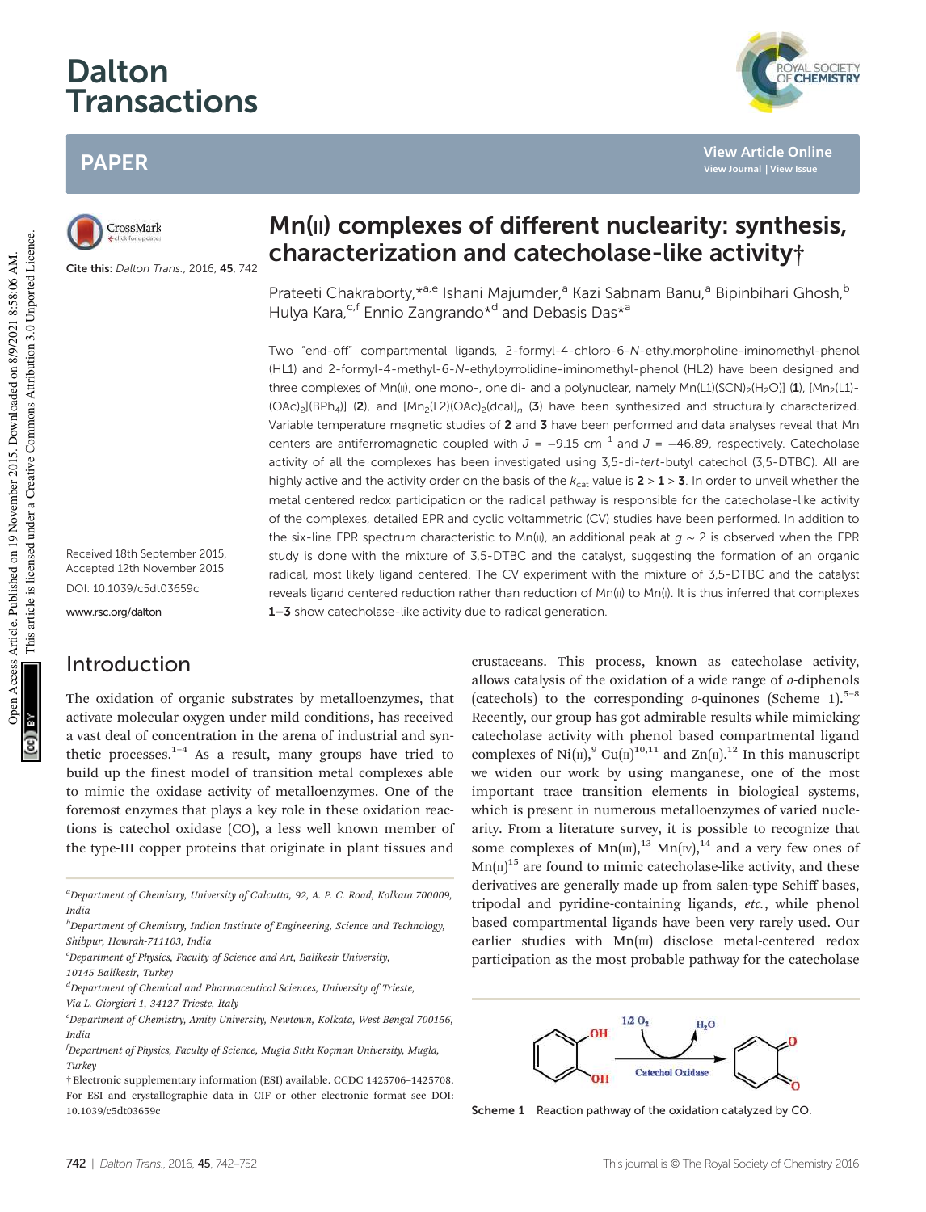# Mn(II) complexes of different nuclearity: synthesis, characterization and catecholase-like activity†

Prateeti Chakraborty,*[a,e] Ishani Majumder,[a] Kazi Sabnam Banu,[a] Bipinbihari Ghosh,[b] Hulya Kara,[c,f] Ennio Zangrando*[d] and Debasis Das*[a]

Cite this: *Dalton Trans.*, 2016, **45**, 742

Received 18th September 2015, Accepted 12th November 2015

DOI: 10.1039/c5dt03659c

www.rsc.org/dalton

Two "end-off" compartmental ligands, 2-formyl-4-chloro-6-*N*-ethylmorpholine-iminomethyl-phenol (HL1) and 2-formyl-4-methyl-6-*N*-ethylpyrrolidine-iminomethyl-phenol (HL2) have been designed and three complexes of Mn(II), one mono-, one di- and a polynuclear, namely Mn(L1)(SCN)$_2$(H$_2$O)] (**1**), [Mn$_2$(L1)$_2$(OAc)$_2$](BPh$_4$)] (**2**), and [Mn$_2$(L2)(OAc)$_2$(dca)]$_n$ (**3**) have been synthesized and structurally characterized. Variable temperature magnetic studies of **2** and **3** have been performed and data analyses reveal that Mn centers are antiferromagnetic coupled with $J = -9.15$ cm$^{-1}$ and $J = -46.89$, respectively. Catecholase activity of all the complexes has been investigated using 3,5-di-*tert*-butyl catechol (3,5-DTBC). All are highly active and the activity order on the basis of the $k_{cat}$ value is **2** > **1** > **3**. In order to unveil whether the metal centered redox participation or the radical pathway is responsible for the catecholase-like activity of the complexes, detailed EPR and cyclic voltammetric (CV) studies have been performed. In addition to the six-line EPR spectrum characteristic to Mn(II), an additional peak at $g \sim 2$ is observed when the EPR study is done with the mixture of 3,5-DTBC and the catalyst, suggesting the formation of an organic radical, most likely ligand centered. The CV experiment with the mixture of 3,5-DTBC and the catalyst reveals ligand centered reduction rather than reduction of Mn(II) to Mn(I). It is thus inferred that complexes **1–3** show catecholase-like activity due to radical generation.

## Introduction

The oxidation of organic substrates by metalloenzymes, that activate molecular oxygen under mild conditions, has received a vast deal of concentration in the arena of industrial and synthetic processes.[1–4] As a result, many groups have tried to build up the finest model of transition metal complexes able to mimic the oxidase activity of metalloenzymes. One of the foremost enzymes that plays a key role in these oxidation reactions is catechol oxidase (CO), a less well known member of the type-III copper proteins that originate in plant tissues and crustaceans. This process, known as catecholase activity, allows catalysis of the oxidation of a wide range of *o*-diphenols (catechols) to the corresponding *o*-quinones (Scheme 1).[5–8] Recently, our group has got admirable results while mimicking catecholase activity with phenol based compartmental ligand complexes of Ni(II),[9] Cu(II)[10,11] and Zn(II).[12] In this manuscript we widen our work by using manganese, one of the most important trace transition elements in biological systems, which is present in numerous metalloenzymes of varied nuclearity. From a literature survey, it is possible to recognize that some complexes of Mn(III),[13] Mn(IV),[14] and a very few ones of Mn(II)[15] are found to mimic catecholase-like activity, and these derivatives are generally made up from salen-type Schiff bases, tripodal and pyridine-containing ligands, *etc.*, while phenol based compartmental ligands have been very rarely used. Our earlier studies with Mn(III) disclose metal-centered redox participation as the most probable pathway for the catecholase

Scheme 1 Reaction pathway of the oxidation catalyzed by CO.

[a]Department of Chemistry, University of Calcutta, 92, A. P. C. Road, Kolkata 700009, India

[b]Department of Chemistry, Indian Institute of Engineering, Science and Technology, Shibpur, Howrah-711103, India

[c]Department of Physics, Faculty of Science and Art, Balikesir University, 10145 Balikesir, Turkey

[d]Department of Chemical and Pharmaceutical Sciences, University of Trieste, Via L. Giorgieri 1, 34127 Trieste, Italy

[e]Department of Chemistry, Amity University, Newtown, Kolkata, West Bengal 700156, India

[f]Department of Physics, Faculty of Science, Mugla Sıtkı Koçman University, Mugla, Turkey

†Electronic supplementary information (ESI) available. CCDC 1425706–1425708. For ESI and crystallographic data in CIF or other electronic format see DOI: 10.1039/c5dt03659c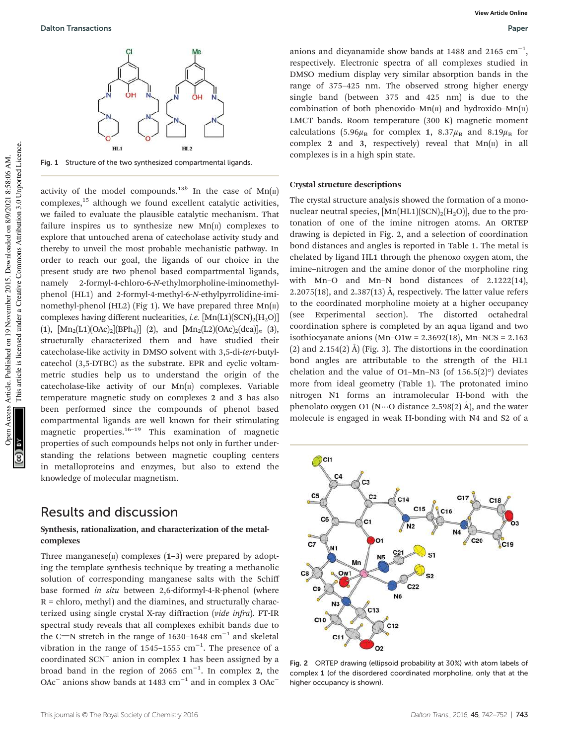Fig. 1 Structure of the two synthesized compartmental ligands.

activity of the model compounds.[13b] In the case of Mn(II) complexes,[15] although we found excellent catalytic activities, we failed to evaluate the plausible catalytic mechanism. That failure inspires us to synthesize new Mn(II) complexes to explore that untouched arena of catecholase activity study and thereby to unveil the most probable mechanistic pathway. In order to reach our goal, the ligands of our choice in the present study are two phenol based compartmental ligands, namely 2-formyl-4-chloro-6-*N*-ethylmorpholine-iminomethyl-phenol (HL1) and 2-formyl-4-methyl-6-*N*-ethylpyrrolidine-iminomethyl-phenol (HL2) (Fig 1). We have prepared three Mn(II) complexes having different nuclearities, *i.e.* $[Mn(L1)(SCN)_2(H_2O)]$ (**1**), $[Mn_2(L1)(OAc)_2][BPh_4]$ (**2**), and $[Mn_2(L2)(OAc)_2(dca)]_n$ (**3**), structurally characterized them and have studied their catecholase-like activity in DMSO solvent with 3,5-di-*tert*-butylcatechol (3,5-DTBC) as the substrate. EPR and cyclic voltammetric studies help us to understand the origin of the catecholase-like activity of our Mn(II) complexes. Variable temperature magnetic study on complexes **2** and **3** has also been performed since the compounds of phenol based compartmental ligands are well known for their stimulating magnetic properties.[16–19] This examination of magnetic properties of such compounds helps not only in further understanding the relations between magnetic coupling centers in metalloproteins and enzymes, but also to extend the knowledge of molecular magnetism.

## Results and discussion

### Synthesis, rationalization, and characterization of the metal-complexes

Three manganese(II) complexes (**1–3**) were prepared by adopting the template synthesis technique by treating a methanolic solution of corresponding manganese salts with the Schiff base formed *in situ* between 2,6-diformyl-4-R-phenol (where R = chloro, methyl) and the diamines, and structurally characterized using single crystal X-ray diffraction (*vide infra*). FT-IR spectral study reveals that all complexes exhibit bands due to the C=N stretch in the range of 1630–1648 $cm^{-1}$ and skeletal vibration in the range of 1545–1555 $cm^{-1}$. The presence of a coordinated $SCN^-$ anion in complex **1** has been assigned by a broad band in the region of 2065 $cm^{-1}$. In complex **2**, the $OAc^-$ anions show bands at 1483 $cm^{-1}$ and in complex **3** $OAc^-$ anions and dicyanamide show bands at 1488 and 2165 $cm^{-1}$, respectively. Electronic spectra of all complexes studied in DMSO medium display very similar absorption bands in the range of 375–425 nm. The observed strong higher energy single band (between 375 and 425 nm) is due to the combination of both phenoxido–Mn(II) and hydroxido–Mn(II) LMCT bands. Room temperature (300 K) magnetic moment calculations (5.96$\mu_B$ for complex **1**, 8.37$\mu_B$ and 8.19$\mu_B$ for complex **2** and **3**, respectively) reveal that Mn(II) in all complexes is in a high spin state.

### Crystal structure descriptions

The crystal structure analysis showed the formation of a mononuclear neutral species, $[Mn(HL1)(SCN)_2(H_2O)]$, due to the protonation of one of the imine nitrogen atoms. An ORTEP drawing is depicted in Fig. 2, and a selection of coordination bond distances and angles is reported in Table 1. The metal is chelated by ligand HL1 through the phenoxo oxygen atom, the imine–nitrogen and the amine donor of the morpholine ring with Mn–O and Mn–N bond distances of 2.1222(14), 2.2075(18), and 2.387(13) Å, respectively. The latter value refers to the coordinated morpholine moiety at a higher occupancy (see Experimental section). The distorted octahedral coordination sphere is completed by an aqua ligand and two isothiocyanate anions (Mn–O1w = 2.3692(18), Mn–NCS = 2.163 (2) and 2.154(2) Å) (Fig. 3). The distortions in the coordination bond angles are attributable to the strength of the HL1 chelation and the value of O1–Mn–N3 (of 156.5(2)°) deviates more from ideal geometry (Table 1). The protonated imino nitrogen N1 forms an intramolecular H-bond with the phenolato oxygen O1 (N⋯O distance 2.598(2) Å), and the water molecule is engaged in weak H-bonding with N4 and S2 of a

Fig. 2 ORTEP drawing (ellipsoid probability at 30%) with atom labels of complex **1** (of the disordered coordinated morpholine, only that at the higher occupancy is shown).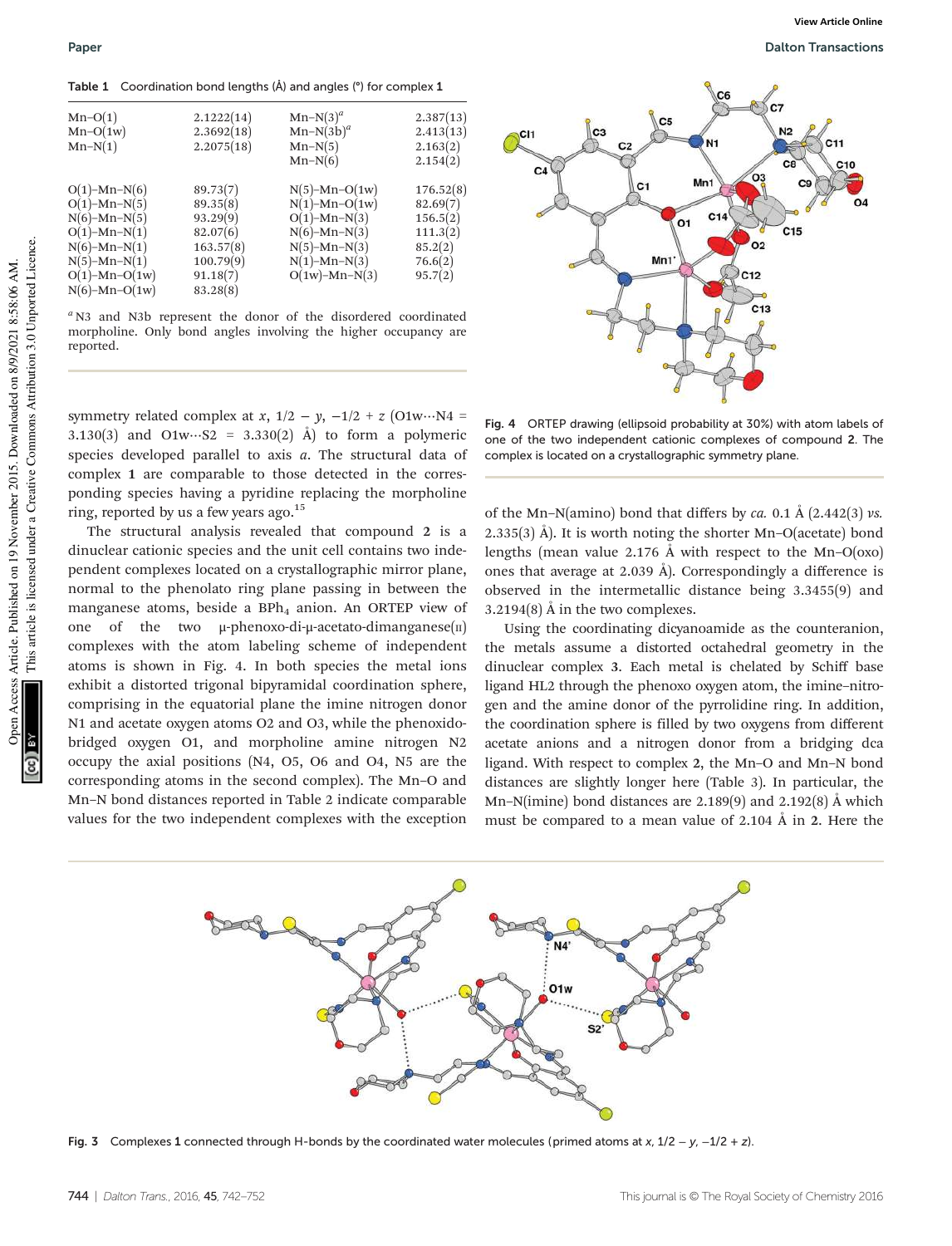**Table 1** Coordination bond lengths (Å) and angles (°) for complex **1**

| | | | |
|---|---|---|---|
| Mn–O(1) | 2.1222(14) | Mn–N(3)[a] | 2.387(13) |
| Mn–O(1w) | 2.3692(18) | Mn–N(3b)[a] | 2.413(13) |
| Mn–N(1) | 2.2075(18) | Mn–N(5) | 2.163(2) |
| | | Mn–N(6) | 2.154(2) |
| O(1)–Mn–N(6) | 89.73(7) | N(5)–Mn–O(1w) | 176.52(8) |
| O(1)–Mn–N(5) | 89.35(8) | N(1)–Mn–O(1w) | 82.69(7) |
| N(6)–Mn–N(5) | 93.29(9) | O(1)–Mn–N(3) | 156.5(2) |
| O(1)–Mn–N(1) | 82.07(6) | N(6)–Mn–N(3) | 111.3(2) |
| N(6)–Mn–N(1) | 163.57(8) | N(5)–Mn–N(3) | 85.2(2) |
| N(5)–Mn–N(1) | 100.79(9) | N(1)–Mn–N(3) | 76.6(2) |
| O(1)–Mn–O(1w) | 91.18(7) | O(1w)–Mn–N(3) | 95.7(2) |
| N(6)–Mn–O(1w) | 83.28(8) | | |

[a] N3 and N3b represent the donor of the disordered coordinated morpholine. Only bond angles involving the higher occupancy are reported.

symmetry related complex at $x$, $1/2 - y$, $-1/2 + z$ (O1w···N4 = 3.130(3) and O1w···S2 = 3.330(2) Å) to form a polymeric species developed parallel to axis $a$. The structural data of complex **1** are comparable to those detected in the corresponding species having a pyridine ring replacing the morpholine ring, reported by us a few years ago.[15]

The structural analysis revealed that compound **2** is a dinuclear cationic species and the unit cell contains two independent complexes located on a crystallographic mirror plane, normal to the phenolato ring plane passing in between the manganese atoms, beside a $BPh_4$ anion. An ORTEP view of one of the two μ-phenoxo-di-μ-acetato-dimanganese(II) complexes with the atom labeling scheme of independent atoms is shown in Fig. 4. In both species the metal ions exhibit a distorted trigonal bipyramidal coordination sphere, comprising in the equatorial plane the imine nitrogen donor N1 and acetate oxygen atoms O2 and O3, while the phenoxido-bridged oxygen O1, and morpholine amine nitrogen N2 occupy the axial positions (N4, O5, O6 and O4, N5 are the corresponding atoms in the second complex). The Mn–O and Mn–N bond distances reported in Table 2 indicate comparable values for the two independent complexes with the exception of the Mn–N(amino) bond that differs by *ca.* 0.1 Å (2.442(3) *vs.* 2.335(3) Å). It is worth noting the shorter Mn–O(acetate) bond lengths (mean value 2.176 Å with respect to the Mn–O(oxo) ones that average at 2.039 Å). Correspondingly a difference is observed in the intermetallic distance being 3.3455(9) and 3.2194(8) Å in the two complexes.

Fig. 4 ORTEP drawing (ellipsoid probability at 30%) with atom labels of one of the two independent cationic complexes of compound **2**. The complex is located on a crystallographic symmetry plane.

Using the coordinating dicyanoamide as the counteranion, the metals assume a distorted octahedral geometry in the dinuclear complex **3**. Each metal is chelated by Schiff base ligand HL2 through the phenoxo oxygen atom, the imine–nitrogen and the amine donor of the pyrrolidine ring. In addition, the coordination sphere is filled by two oxygens from different acetate anions and a nitrogen donor from a bridging dca ligand. With respect to complex **2**, the Mn–O and Mn–N bond distances are slightly longer here (Table 3). In particular, the Mn–N(imine) bond distances are 2.189(9) and 2.192(8) Å which must be compared to a mean value of 2.104 Å in **2**. Here the

Fig. 3 Complexes **1** connected through H-bonds by the coordinated water molecules (primed atoms at $x$, $1/2 - y$, $-1/2 + z$).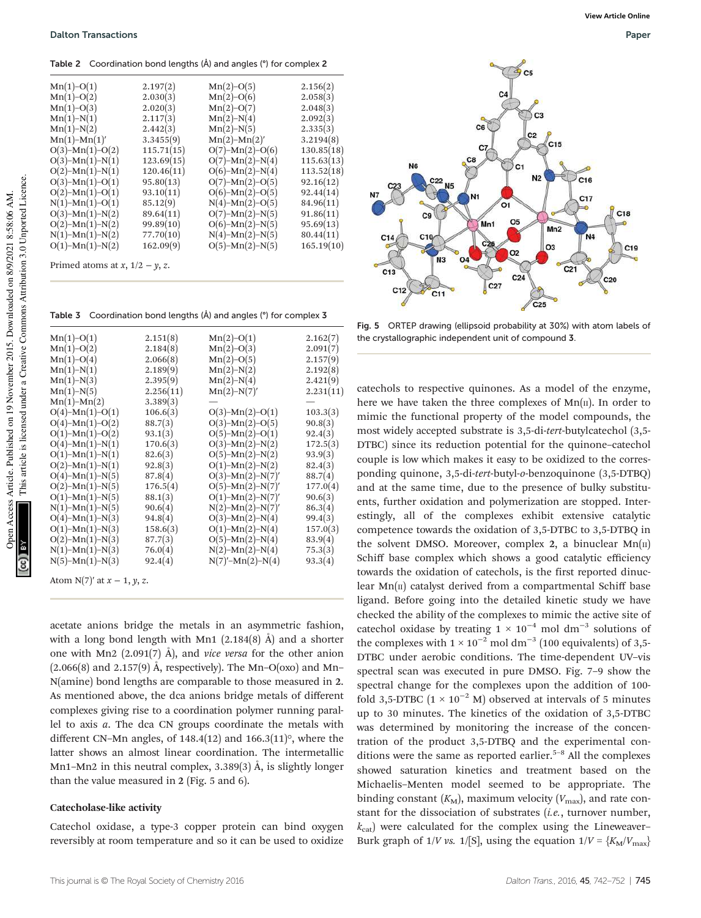Table 2 Coordination bond lengths (Å) and angles (°) for complex 2

| | | | |
|---|---|---|---|
| Mn(1)–O(1) | 2.197(2) | Mn(2)–O(5) | 2.156(2) |
| Mn(1)–O(2) | 2.030(3) | Mn(2)–O(6) | 2.058(3) |
| Mn(1)–O(3) | 2.020(3) | Mn(2)–O(7) | 2.048(3) |
| Mn(1)–N(1) | 2.117(3) | Mn(2)–N(4) | 2.092(3) |
| Mn(1)–N(2) | 2.442(3) | Mn(2)–N(5) | 2.335(3) |
| Mn(1)–Mn(1)′ | 3.3455(9) | Mn(2)–Mn(2)′ | 3.2194(8) |
| O(3)–Mn(1)–O(2) | 115.71(15) | O(7)–Mn(2)–O(6) | 130.85(18) |
| O(3)–Mn(1)–N(1) | 123.69(15) | O(7)–Mn(2)–N(4) | 115.63(13) |
| O(2)–Mn(1)–N(1) | 120.46(11) | O(6)–Mn(2)–N(4) | 113.52(18) |
| O(3)–Mn(1)–O(1) | 95.80(13) | O(7)–Mn(2)–O(5) | 92.16(12) |
| O(2)–Mn(1)–O(1) | 93.10(11) | O(6)–Mn(2)–O(5) | 92.44(14) |
| N(1)–Mn(1)–O(1) | 85.12(9) | N(4)–Mn(2)–O(5) | 84.96(11) |
| O(3)–Mn(1)–N(2) | 89.64(11) | O(7)–Mn(2)–N(5) | 91.86(11) |
| O(2)–Mn(1)–N(2) | 99.89(10) | O(6)–Mn(2)–N(5) | 95.69(13) |
| N(1)–Mn(1)–N(2) | 77.70(10) | N(4)–Mn(2)–N(5) | 80.44(11) |
| O(1)–Mn(1)–N(2) | 162.09(9) | O(5)–Mn(2)–N(5) | 165.19(10) |

Primed atoms at $x$, $1/2 - y$, $z$.

Table 3 Coordination bond lengths (Å) and angles (°) for complex 3

| | | | |
|---|---|---|---|
| Mn(1)–O(1) | 2.151(8) | Mn(2)–O(1) | 2.162(7) |
| Mn(1)–O(2) | 2.184(8) | Mn(2)–O(3) | 2.091(7) |
| Mn(1)–O(4) | 2.066(8) | Mn(2)–O(5) | 2.157(9) |
| Mn(1)–N(1) | 2.189(9) | Mn(2)–N(2) | 2.192(8) |
| Mn(1)–N(3) | 2.395(9) | Mn(2)–N(4) | 2.421(9) |
| Mn(1)–N(5) | 2.256(11) | Mn(2)–N(7)′ | 2.231(11) |
| Mn(1)–Mn(2) | 3.389(3) | — | — |
| O(4)–Mn(1)–O(1) | 106.6(3) | O(3)–Mn(2)–O(1) | 103.3(3) |
| O(4)–Mn(1)–O(2) | 88.7(3) | O(3)–Mn(2)–O(5) | 90.8(3) |
| O(1)–Mn(1)–O(2) | 93.1(3) | O(5)–Mn(2)–O(1) | 92.4(3) |
| O(4)–Mn(1)–N(1) | 170.6(3) | O(3)–Mn(2)–N(2) | 172.5(3) |
| O(1)–Mn(1)–N(1) | 82.6(3) | O(5)–Mn(2)–N(2) | 93.9(3) |
| O(2)–Mn(1)–N(1) | 92.8(3) | O(1)–Mn(2)–N(2) | 82.4(3) |
| O(4)–Mn(1)–N(5) | 87.8(4) | O(3)–Mn(2)–N(7)′ | 88.7(4) |
| O(2)–Mn(1)–N(5) | 176.5(4) | O(5)–Mn(2)–N(7)′ | 177.0(4) |
| O(1)–Mn(1)–N(5) | 88.1(3) | O(1)–Mn(2)–N(7)′ | 90.6(3) |
| N(1)–Mn(1)–N(5) | 90.6(4) | N(2)–Mn(2)–N(7)′ | 86.3(4) |
| O(4)–Mn(1)–N(3) | 94.8(4) | O(3)–Mn(2)–N(4) | 99.4(3) |
| O(1)–Mn(1)–N(3) | 158.6(3) | O(1)–Mn(2)–N(4) | 157.0(3) |
| O(2)–Mn(1)–N(3) | 87.7(3) | O(5)–Mn(2)–N(4) | 83.9(4) |
| N(1)–Mn(1)–N(3) | 76.0(4) | N(2)–Mn(2)–N(4) | 75.3(3) |
| N(5)–Mn(1)–N(3) | 92.4(4) | N(7)′–Mn(2)–N(4) | 93.3(4) |

Atom N(7)′ at $x - 1$, $y$, $z$.

acetate anions bridge the metals in an asymmetric fashion, with a long bond length with Mn1 (2.184(8) Å) and a shorter one with Mn2 (2.091(7) Å), and *vice versa* for the other anion (2.066(8) and 2.157(9) Å, respectively). The Mn–O(oxo) and Mn–N(amine) bond lengths are comparable to those measured in 2. As mentioned above, the dca anions bridge metals of different complexes giving rise to a coordination polymer running parallel to axis *a*. The dca CN groups coordinate the metals with different CN–Mn angles, of 148.4(12) and 166.3(11)°, where the latter shows an almost linear coordination. The intermetallic Mn1–Mn2 in this neutral complex, 3.389(3) Å, is slightly longer than the value measured in 2 (Fig. 5 and 6).

Fig. 5 ORTEP drawing (ellipsoid probability at 30%) with atom labels of the crystallographic independent unit of compound 3.

### Catecholase-like activity

Catechol oxidase, a type-3 copper protein can bind oxygen reversibly at room temperature and so it can be used to oxidize catechols to respective quinones. As a model of the enzyme, here we have taken the three complexes of Mn(II). In order to mimic the functional property of the model compounds, the most widely accepted substrate is 3,5-di-*tert*-butylcatechol (3,5-DTBC) since its reduction potential for the quinone–catechol couple is low which makes it easy to be oxidized to the corresponding quinone, 3,5-di-*tert*-butyl-*o*-benzoquinone (3,5-DTBQ) and at the same time, due to the presence of bulky substituents, further oxidation and polymerization are stopped. Interestingly, all of the complexes exhibit extensive catalytic competence towards the oxidation of 3,5-DTBC to 3,5-DTBQ in the solvent DMSO. Moreover, complex 2, a binuclear Mn(II) Schiff base complex which shows a good catalytic efficiency towards the oxidation of catechols, is the first reported dinuclear Mn(II) catalyst derived from a compartmental Schiff base ligand. Before going into the detailed kinetic study we have checked the ability of the complexes to mimic the active site of catechol oxidase by treating $1 \times 10^{-4}$ mol dm$^{-3}$ solutions of the complexes with $1 \times 10^{-2}$ mol dm$^{-3}$ (100 equivalents) of 3,5-DTBC under aerobic conditions. The time-dependent UV–vis spectral scan was executed in pure DMSO. Fig. 7–9 show the spectral change for the complexes upon the addition of 100-fold 3,5-DTBC ($1 \times 10^{-2}$ M) observed at intervals of 5 minutes up to 30 minutes. The kinetics of the oxidation of 3,5-DTBC was determined by monitoring the increase of the concentration of the product 3,5-DTBQ and the experimental conditions were the same as reported earlier.[5–8] All the complexes showed saturation kinetics and treatment based on the Michaelis–Menten model seemed to be appropriate. The binding constant ($K_M$), maximum velocity ($V_{max}$), and rate constant for the dissociation of substrates (*i.e.*, turnover number, $k_{cat}$) were calculated for the complex using the Lineweaver–Burk graph of $1/V$ *vs.* $1/[S]$, using the equation $1/V = \{K_M/V_{max}\}$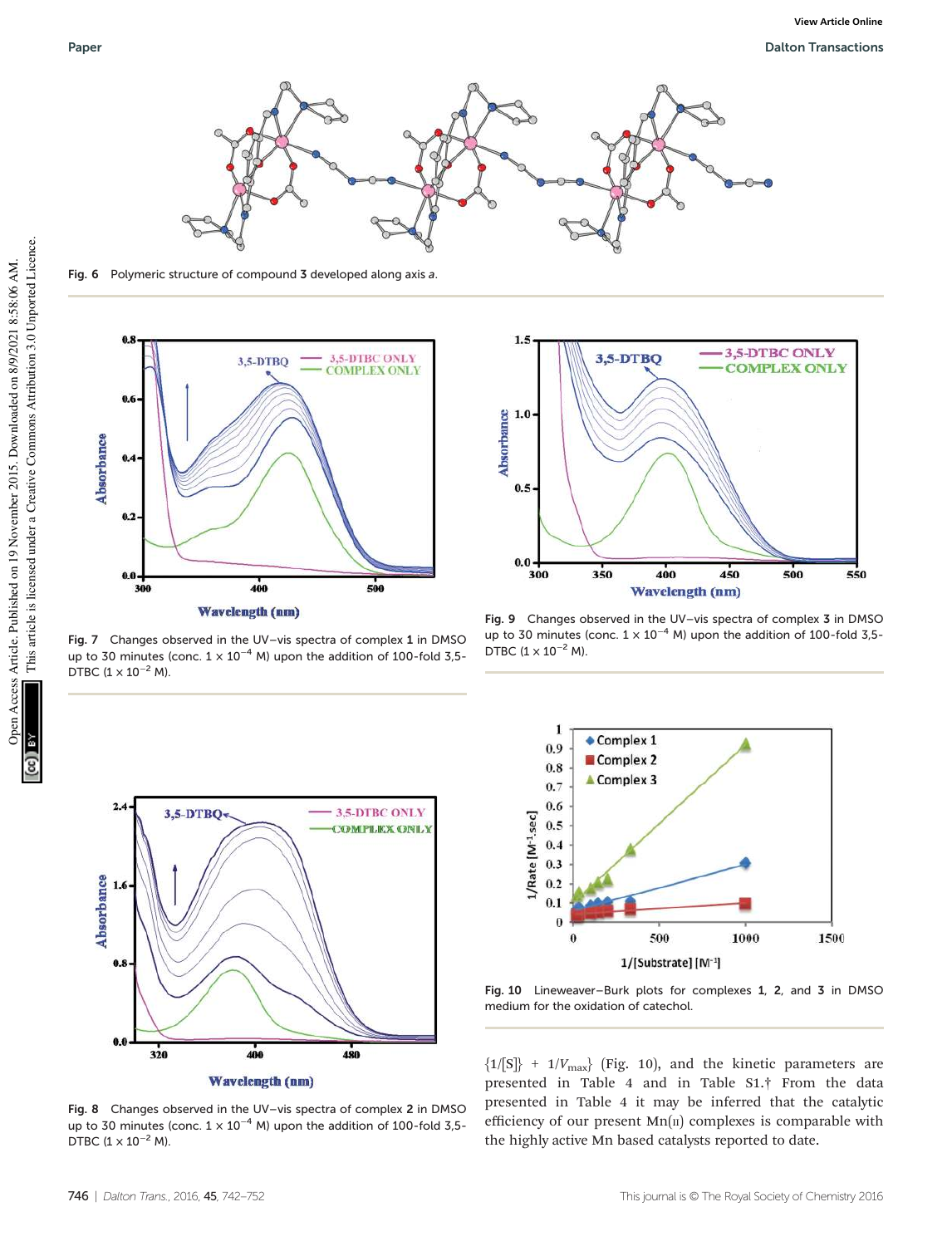Fig. 6 Polymeric structure of compound **3** developed along axis *a*.

Fig. 7 Changes observed in the UV–vis spectra of complex **1** in DMSO up to 30 minutes (conc. $1 \times 10^{-4}$ M) upon the addition of 100-fold 3,5-DTBC ($1 \times 10^{-2}$ M).

Fig. 9 Changes observed in the UV–vis spectra of complex **3** in DMSO up to 30 minutes (conc. $1 \times 10^{-4}$ M) upon the addition of 100-fold 3,5-DTBC ($1 \times 10^{-2}$ M).

Fig. 8 Changes observed in the UV–vis spectra of complex **2** in DMSO up to 30 minutes (conc. $1 \times 10^{-4}$ M) upon the addition of 100-fold 3,5-DTBC ($1 \times 10^{-2}$ M).

Fig. 10 Lineweaver–Burk plots for complexes **1**, **2**, and **3** in DMSO medium for the oxidation of catechol.

$\{1/[S]\} + 1/V_{max}\}$ (Fig. 10), and the kinetic parameters are presented in Table 4 and in Table S1.† From the data presented in Table 4 it may be inferred that the catalytic efficiency of our present Mn(II) complexes is comparable with the highly active Mn based catalysts reported to date.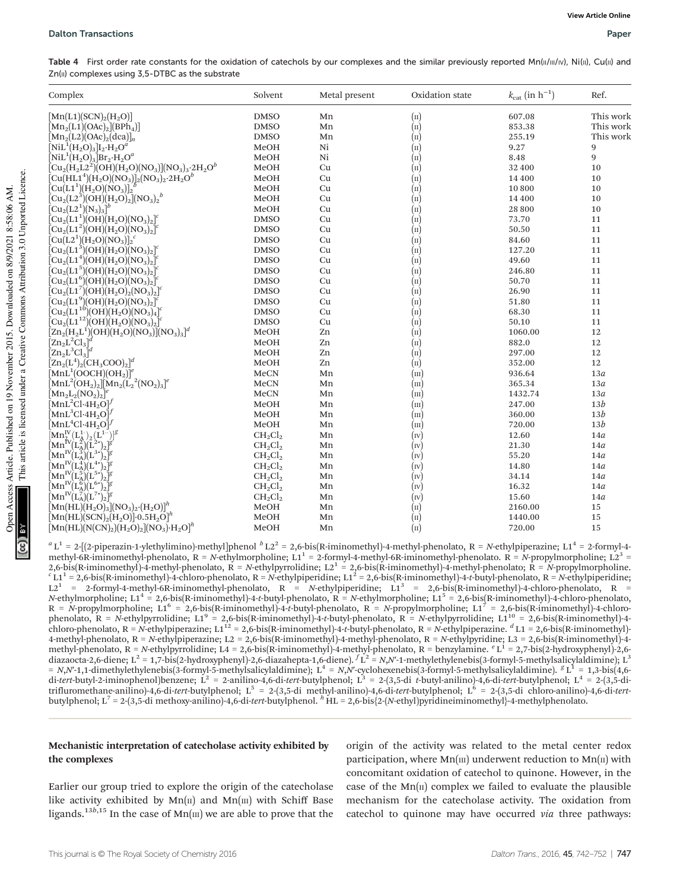Table 4 First order rate constants for the oxidation of catechols by our complexes and the similar previously reported Mn(II/III/IV), Ni(II), Cu(II) and Zn(II) complexes using 3,5-DTBC as the substrate

| Complex | Solvent | Metal present | Oxidation state | $k_{cat}$ (in $h^{-1}$) | Ref. |
|---|---|---|---|---|---|
| $[Mn(L1)(SCN)_2(H_2O)]$ | DMSO | Mn | (II) | 607.08 | This work |
| $[Mn_2(L1)(OAc)_2](BPh_4)]$ | DMSO | Mn | (II) | 853.38 | This work |
| $[Mn_2(L2)(OAc)_2(dca)]_n$ | DMSO | Mn | (II) | 255.19 | This work |
| $[NiL^1(H_2O)_3]I_2{\cdot}H_2O$[a] | MeOH | Ni | (II) | 9.27 | 9 |
| $[NiL^1(H_2O)_3]Br_2{\cdot}H_2O$[a] | MeOH | Ni | (II) | 8.48 | 9 |
| $[Cu_2(H_2L2^2)(OH)(H_2O)(NO_3)](NO_3)_3{\cdot}2H_2O$[b] | MeOH | Cu | (II) | 32 400 | 10 |
| $[Cu(HL1^4)(H_2O)(NO_3)]_2(NO_3)_2{\cdot}2H_2O$[b] | MeOH | Cu | (II) | 14 400 | 10 |
| $[Cu(L1^1)(H_2O)(NO_3)]_2$[b] | MeOH | Cu | (II) | 10 800 | 10 |
| $[Cu_2(L2^3)(OH)(H_2O)_2](NO_3)_2$[b] | MeOH | Cu | (II) | 14 400 | 10 |
| $[Cu_2(L2^1)(N_3)_3]$[b] | MeOH | Cu | (II) | 28 800 | 10 |
| $[Cu_2(L1^1)(OH)(H_2O)(NO_3)_2]$[c] | DMSO | Cu | (II) | 73.70 | 11 |
| $[Cu_2(L1^2)(OH)(H_2O)(NO_3)_2]$[c] | DMSO | Cu | (II) | 50.50 | 11 |
| $[Cu(L2^1)(H_2O)(NO_3)]_2$[c] | DMSO | Cu | (II) | 84.60 | 11 |
| $[Cu_2(L1^3)(OH)(H_2O)(NO_3)_2]$[c] | DMSO | Cu | (II) | 127.20 | 11 |
| $[Cu_2(L1^4)(OH)(H_2O)(NO_3)_2]$[c] | DMSO | Cu | (II) | 49.60 | 11 |
| $[Cu_2(L1^5)(OH)(H_2O)(NO_3)_2]$[c] | DMSO | Cu | (II) | 246.80 | 11 |
| $[Cu_2(L1^6)(OH)(H_2O)(NO_3)_2]$[c] | DMSO | Cu | (II) | 50.70 | 11 |
| $[Cu_2(L1^7)(OH)(H_2O)_2(NO_3)_2]$[c] | DMSO | Cu | (II) | 26.90 | 11 |
| $[Cu_2(L1^9)(OH)(H_2O)(NO_3)_2]$[c] | DMSO | Cu | (II) | 51.80 | 11 |
| $[Cu_2(L1^{10})(OH)(H_2O)(NO_3)_4]$[c] | DMSO | Cu | (II) | 68.30 | 11 |
| $[Cu_2(L1^{12})(OH)(H_2O)(NO_3)_2]$[c] | DMSO | Cu | (II) | 50.10 | 11 |
| $[Zn_2(H_2L^1)(OH)(H_2O)(NO_3)](NO_3)_3]$[d] | MeOH | Zn | (II) | 1060.00 | 12 |
| $[Zn_2L^2Cl_3]$[d] | MeOH | Zn | (II) | 882.0 | 12 |
| $[Zn_2L^3Cl_3]$[d] | MeOH | Zn | (II) | 297.00 | 12 |
| $[Zn_2(L^4)_2(CH_3COO)_2]$[d] | MeOH | Zn | (II) | 352.00 | 12 |
| $[MnL^1(OOCH)(OH_2)]$[e] | MeCN | Mn | (III) | 936.64 | 13a |
| $[MnL^2(OH_2)_2][Mn_2(L_2^{\,2}(NO_2)_3]$[e] | MeCN | Mn | (III) | 365.34 | 13a |
| $[Mn_2L_2(NO_2)_2]$[e] | MeCN | Mn | (III) | 1432.74 | 13a |
| $[MnL^2Cl{\cdot}4H_2O]$[f] | MeOH | Mn | (III) | 247.00 | 13b |
| $[MnL^3Cl{\cdot}4H_2O]$[f] | MeOH | Mn | (III) | 360.00 | 13b |
| $[MnL^4Cl{\cdot}4H_2O]$[f] | MeOH | Mn | (III) | 720.00 | 13b |
| $[Mn^{IV}_2(L^1_A)_2(L^{1\cdot\cdot})]$[g] | $CH_2Cl_2$ | Mn | (IV) | 12.60 | 14a |
| $[Mn^{IV}(L^2_A)(L^{2\cdot})_2]$[g] | $CH_2Cl_2$ | Mn | (IV) | 21.30 | 14a |
| $[Mn^{IV}(L^3_A)(L^{3\cdot})_2]$[g] | $CH_2Cl_2$ | Mn | (IV) | 55.20 | 14a |
| $[Mn^{IV}(L^4_A)(L^{4\cdot})_2]$[g] | $CH_2Cl_2$ | Mn | (IV) | 14.80 | 14a |
| $[Mn^{IV}(L^5_A)(L^{5\cdot})_2]$[g] | $CH_2Cl_2$ | Mn | (IV) | 34.14 | 14a |
| $[Mn^{IV}(L^6_A)(L^{6\cdot})_2]$[g] | $CH_2Cl_2$ | Mn | (IV) | 16.32 | 14a |
| $[Mn^{IV}(L^7_A)(L^{7\cdot})_2]$[g] | $CH_2Cl_2$ | Mn | (IV) | 15.60 | 14a |
| $[Mn(HL)(H_2O)_3](NO_3)_2{\cdot}(H_2O)]$[h] | MeOH | Mn | (II) | 2160.00 | 15 |
| $[Mn(HL)(SCN)_2(H_2O)]{\cdot}0.5H_2O]$[h] | MeOH | Mn | (II) | 1440.00 | 15 |
| $[Mn(HL)(N(CN)_2)(H_2O)_2](NO_3){\cdot}H_2O]$[h] | MeOH | Mn | (II) | 720.00 | 15 |

[a] $L^1$ = 2-[(2-piperazin-1-ylethylimino)-methyl]phenol [b] $L2^2$ = 2,6-bis(R-iminomethyl)-4-methyl-phenolato, R = *N*-ethylpiperazine; $L1^4$ = 2-formyl-4-methyl-6R-iminomethyl-phenolato, R = *N*-ethylmorpholine; $L1^1$ = 2-formyl-4-methyl-6R-iminomethyl-phenolato. R = *N*-propylmorpholine; $L2^3$ = 2,6-bis(R-iminomethyl)-4-methyl-phenolato, R = *N*-ethylpyrrolidine; $L2^1$ = 2,6-bis(R-iminomethyl)-4-methyl-phenolato; R = *N*-propylmorpholine. [c] $L1^1$ = 2,6-bis(R-iminomethyl)-4-chloro-phenolato, R = *N*-ethylpiperidine; $L1^2$ = 2,6-bis(R-iminomethyl)-4-*t*-butyl-phenolato, R = *N*-ethylpiperidine; $L2^1$ = 2-formyl-4-methyl-6R-iminomethyl-phenolato, R = *N*-ethylpiperidine; $L1^3$ = 2,6-bis(R-iminomethyl)-4-chloro-phenolato, R = *N*-ethylmorpholine; $L1^4$ = 2,6-bis(R-iminomethyl)-4-*t*-butyl-phenolato, R = *N*-ethylmorpholine; $L1^5$ = 2,6-bis(R-iminomethyl)-4-chloro-phenolato, R = *N*-propylmorpholine; $L1^6$ = 2,6-bis(R-iminomethyl)-4-*t*-butyl-phenolato, R = *N*-propylmorpholine; $L1^7$ = 2,6-bis(R-iminomethyl)-4-chloro-phenolato, R = *N*-ethylpyrrolidine; $L1^9$ = 2,6-bis(R-iminomethyl)-4-*t*-butyl-phenolato, R = *N*-ethylpyrrolidine; $L1^{10}$ = 2,6-bis(R-iminomethyl)-4-chloro-phenolato, R = *N*-ethylpiperazine; $L1^{12}$ = 2,6-bis(R-iminomethyl)-4-*t*-butyl-phenolato, R = *N*-ethylpiperazine. [d] L1 = 2,6-bis(R-iminomethyl)-4-methyl-phenolato, R = *N*-ethylpiperazine; L2 = 2,6-bis(R-iminomethyl)-4-methyl-phenolato, R = *N*-ethylpyridine; L3 = 2,6-bis(R-iminomethyl)-4-methyl-phenolato, R = *N*-ethylpyrrolidine; L4 = 2,6-bis(R-iminomethyl)-4-methyl-phenolato, R = benzylamine. [e] $L^1$ = 2,7-bis(2-hydroxyphenyl)-2,6-diazaocta-2,6-diene; $L^2$ = 1,7-bis(2-hydroxyphenyl)-2,6-diazahepta-1,6-diene). [f] $L^2$ = *N*,*N*′-1-methylethylenebis(3-formyl-5-methylsalicylaldimine); $L^3$ = *N*,*N*′-1,1-dimethylethylenebis(3-formyl-5-methylsalicylaldimine); $L^4$ = *N*,*N*′-cyclohexenebis(3-formyl-5-methylsalicylaldimine). [g] $L^1$ = 1,3-bis(4,6-di-*tert*-butyl-2-iminophenol)benzene; $L^2$ = 2-anilino-4,6-di-*tert*-butylphenol; $L^3$ = 2-(3,5-di *t*-butyl-anilino)-4,6-di-*tert*-butylphenol; $L^4$ = 2-(3,5-di-trifluromethane-anilino)-4,6-di-*tert*-butylphenol; $L^5$ = 2-(3,5-di methyl-anilino)-4,6-di-*tert*-butylphenol; $L^6$ = 2-(3,5-di chloro-anilino)-4,6-di-*tert*-butylphenol; $L^7$ = 2-(3,5-di methoxy-anilino)-4,6-di-*tert*-butylphenol. [h] HL = 2,6-bis{2-(*N*-ethyl)pyridineiminomethyl}-4-methylphenolato.

### Mechanistic interpretation of catecholase activity exhibited by the complexes

Earlier our group tried to explore the origin of the catecholase like activity exhibited by Mn(II) and Mn(III) with Schiff Base ligands.[13b,15] In the case of Mn(III) we are able to prove that the origin of the activity was related to the metal center redox participation, where Mn(III) underwent reduction to Mn(II) with concomitant oxidation of catechol to quinone. However, in the case of the Mn(II) complex we failed to evaluate the plausible mechanism for the catecholase activity. The oxidation from catechol to quinone may have occurred *via* three pathways: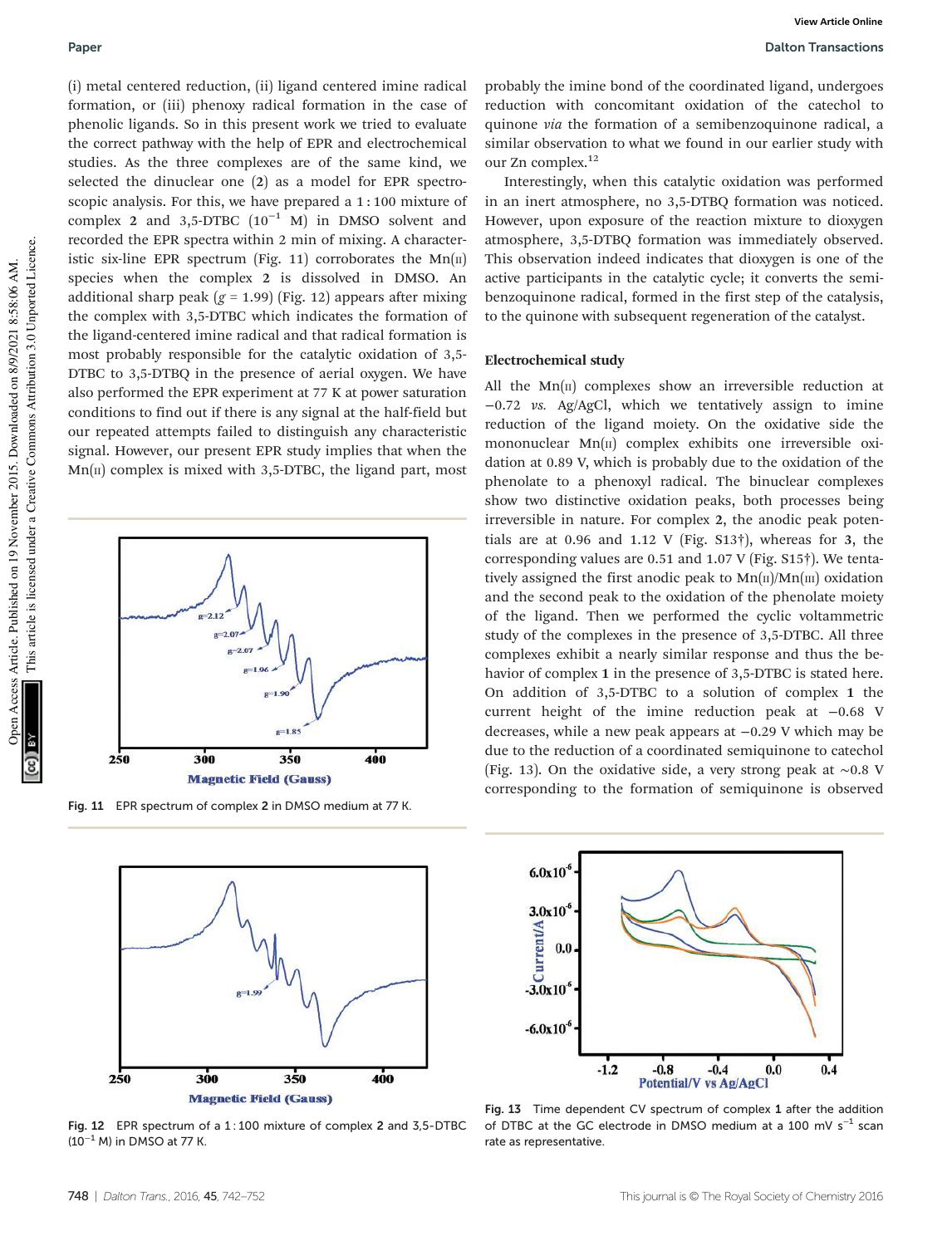(i) metal centered reduction, (ii) ligand centered imine radical formation, or (iii) phenoxy radical formation in the case of phenolic ligands. So in this present work we tried to evaluate the correct pathway with the help of EPR and electrochemical studies. As the three complexes are of the same kind, we selected the dinuclear one (**2**) as a model for EPR spectroscopic analysis. For this, we have prepared a 1 : 100 mixture of complex **2** and 3,5-DTBC ($10^{-1}$ M) in DMSO solvent and recorded the EPR spectra within 2 min of mixing. A characteristic six-line EPR spectrum (Fig. 11) corroborates the Mn(II) species when the complex **2** is dissolved in DMSO. An additional sharp peak ($g$ = 1.99) (Fig. 12) appears after mixing the complex with 3,5-DTBC which indicates the formation of the ligand-centered imine radical and that radical formation is most probably responsible for the catalytic oxidation of 3,5-DTBC to 3,5-DTBQ in the presence of aerial oxygen. We have also performed the EPR experiment at 77 K at power saturation conditions to find out if there is any signal at the half-field but our repeated attempts failed to distinguish any characteristic signal. However, our present EPR study implies that when the Mn(II) complex is mixed with 3,5-DTBC, the ligand part, most probably the imine bond of the coordinated ligand, undergoes reduction with concomitant oxidation of the catechol to quinone *via* the formation of a semibenzoquinone radical, a similar observation to what we found in our earlier study with our Zn complex.[12]

Interestingly, when this catalytic oxidation was performed in an inert atmosphere, no 3,5-DTBQ formation was noticed. However, upon exposure of the reaction mixture to dioxygen atmosphere, 3,5-DTBQ formation was immediately observed. This observation indeed indicates that dioxygen is one of the active participants in the catalytic cycle; it converts the semibenzoquinone radical, formed in the first step of the catalysis, to the quinone with subsequent regeneration of the catalyst.

Fig. 11 EPR spectrum of complex **2** in DMSO medium at 77 K.

Fig. 12 EPR spectrum of a 1 : 100 mixture of complex **2** and 3,5-DTBC ($10^{-1}$ M) in DMSO at 77 K.

### Electrochemical study

All the Mn(II) complexes show an irreversible reduction at −0.72 *vs.* Ag/AgCl, which we tentatively assign to imine reduction of the ligand moiety. On the oxidative side the mononuclear Mn(II) complex exhibits one irreversible oxidation at 0.89 V, which is probably due to the oxidation of the phenolate to a phenoxyl radical. The binuclear complexes show two distinctive oxidation peaks, both processes being irreversible in nature. For complex **2**, the anodic peak potentials are at 0.96 and 1.12 V (Fig. S13†), whereas for **3**, the corresponding values are 0.51 and 1.07 V (Fig. S15†). We tentatively assigned the first anodic peak to Mn(II)/Mn(III) oxidation and the second peak to the oxidation of the phenolate moiety of the ligand. Then we performed the cyclic voltammetric study of the complexes in the presence of 3,5-DTBC. All three complexes exhibit a nearly similar response and thus the behavior of complex **1** in the presence of 3,5-DTBC is stated here. On addition of 3,5-DTBC to a solution of complex **1** the current height of the imine reduction peak at −0.68 V decreases, while a new peak appears at −0.29 V which may be due to the reduction of a coordinated semiquinone to catechol (Fig. 13). On the oxidative side, a very strong peak at ~0.8 V corresponding to the formation of semiquinone is observed

Fig. 13 Time dependent CV spectrum of complex **1** after the addition of DTBC at the GC electrode in DMSO medium at a 100 mV $s^{-1}$ scan rate as representative.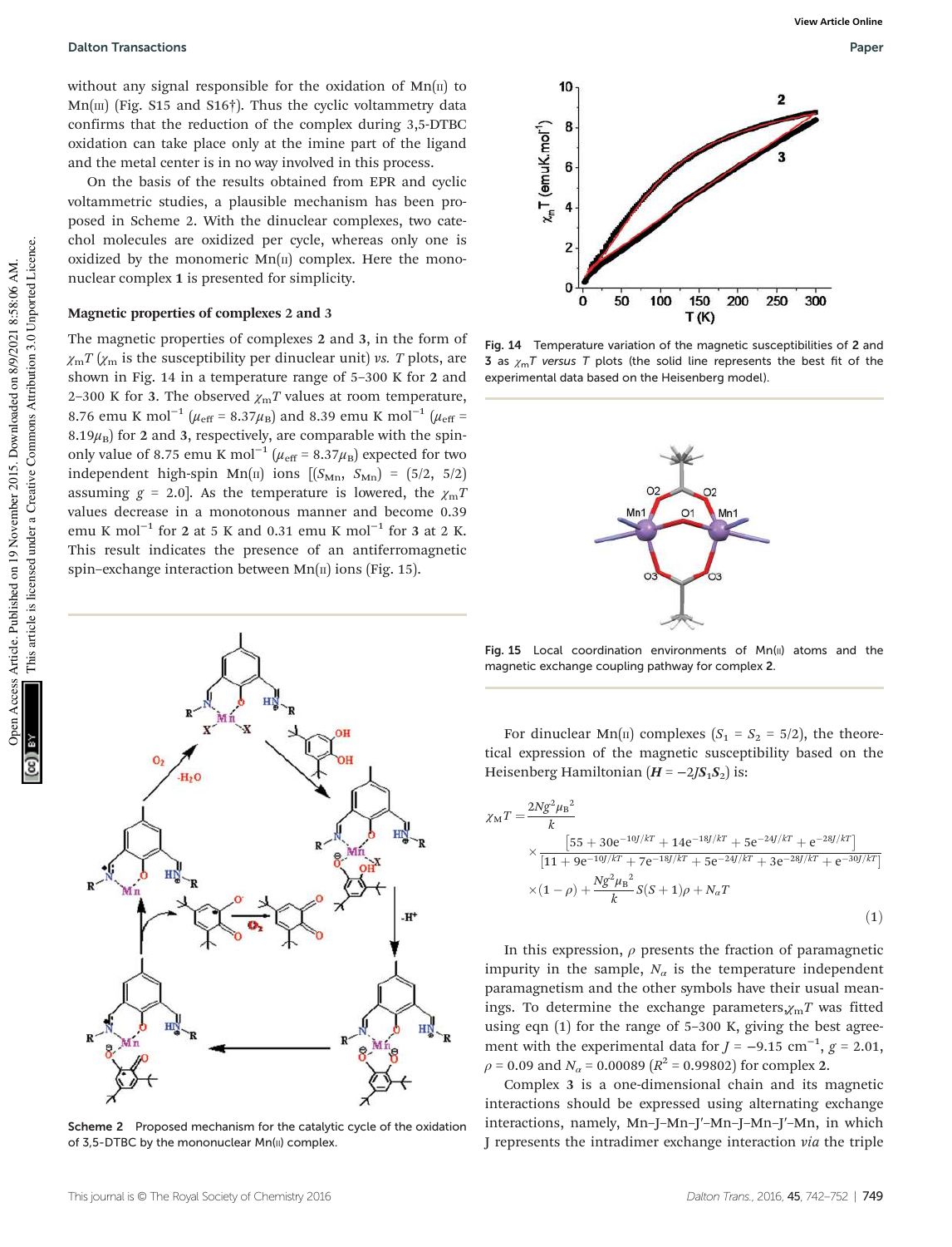without any signal responsible for the oxidation of Mn(II) to Mn(III) (Fig. S15 and S16†). Thus the cyclic voltammetry data confirms that the reduction of the complex during 3,5-DTBC oxidation can take place only at the imine part of the ligand and the metal center is in no way involved in this process.

On the basis of the results obtained from EPR and cyclic voltammetric studies, a plausible mechanism has been proposed in Scheme 2. With the dinuclear complexes, two catechol molecules are oxidized per cycle, whereas only one is oxidized by the monomeric Mn(II) complex. Here the mononuclear complex **1** is presented for simplicity.

### Magnetic properties of complexes 2 and 3

The magnetic properties of complexes **2** and **3**, in the form of $\chi_m T$ ($\chi_m$ is the susceptibility per dinuclear unit) *vs.* $T$ plots, are shown in Fig. 14 in a temperature range of 5–300 K for **2** and 2–300 K for **3**. The observed $\chi_m T$ values at room temperature, 8.76 emu K mol$^{-1}$ ($\mu_{eff} = 8.37\mu_B$) and 8.39 emu K mol$^{-1}$ ($\mu_{eff} = 8.19\mu_B$) for **2** and **3**, respectively, are comparable with the spin-only value of 8.75 emu K mol$^{-1}$ ($\mu_{eff} = 8.37\mu_B$) expected for two independent high-spin Mn(II) ions [($S_{Mn}$, $S_{Mn}$) = (5/2, 5/2) assuming $g$ = 2.0]. As the temperature is lowered, the $\chi_m T$ values decrease in a monotonous manner and become 0.39 emu K mol$^{-1}$ for **2** at 5 K and 0.31 emu K mol$^{-1}$ for **3** at 2 K. This result indicates the presence of an antiferromagnetic spin–exchange interaction between Mn(II) ions (Fig. 15).

Scheme 2 Proposed mechanism for the catalytic cycle of the oxidation of 3,5-DTBC by the mononuclear Mn(II) complex.

Fig. 14 Temperature variation of the magnetic susceptibilities of **2** and **3** as $\chi_m T$ *versus* $T$ plots (the solid line represents the best fit of the experimental data based on the Heisenberg model).

Fig. 15 Local coordination environments of Mn(II) atoms and the magnetic exchange coupling pathway for complex **2**.

For dinuclear Mn(II) complexes ($S_1 = S_2 = 5/2$), the theoretical expression of the magnetic susceptibility based on the Heisenberg Hamiltonian ($\boldsymbol{H} = -2J\boldsymbol{S}_1\boldsymbol{S}_2$) is:

$$\chi_M T = \frac{2Ng^2\mu_B^{\,2}}{k} \times \frac{\left[55 + 30e^{-10J/kT} + 14e^{-18J/kT} + 5e^{-24J/kT} + e^{-28J/kT}\right]}{\left[11 + 9e^{-10J/kT} + 7e^{-18J/kT} + 5e^{-24J/kT} + 3e^{-28J/kT} + e^{-30J/kT}\right]} \times (1-\rho) + \frac{Ng^2\mu_B^{\,2}}{k}S(S+1)\rho + N_\alpha T \quad (1)$$

In this expression, $\rho$ presents the fraction of paramagnetic impurity in the sample, $N_\alpha$ is the temperature independent paramagnetism and the other symbols have their usual meanings. To determine the exchange parameters, $\chi_m T$ was fitted using eqn (1) for the range of 5–300 K, giving the best agreement with the experimental data for $J = -9.15$ cm$^{-1}$, $g = 2.01$, $\rho = 0.09$ and $N_\alpha = 0.00089$ ($R^2 = 0.99802$) for complex **2**.

Complex **3** is a one-dimensional chain and its magnetic interactions should be expressed using alternating exchange interactions, namely, Mn–J–Mn–J′–Mn–J–Mn–J′–Mn, in which J represents the intradimer exchange interaction *via* the triple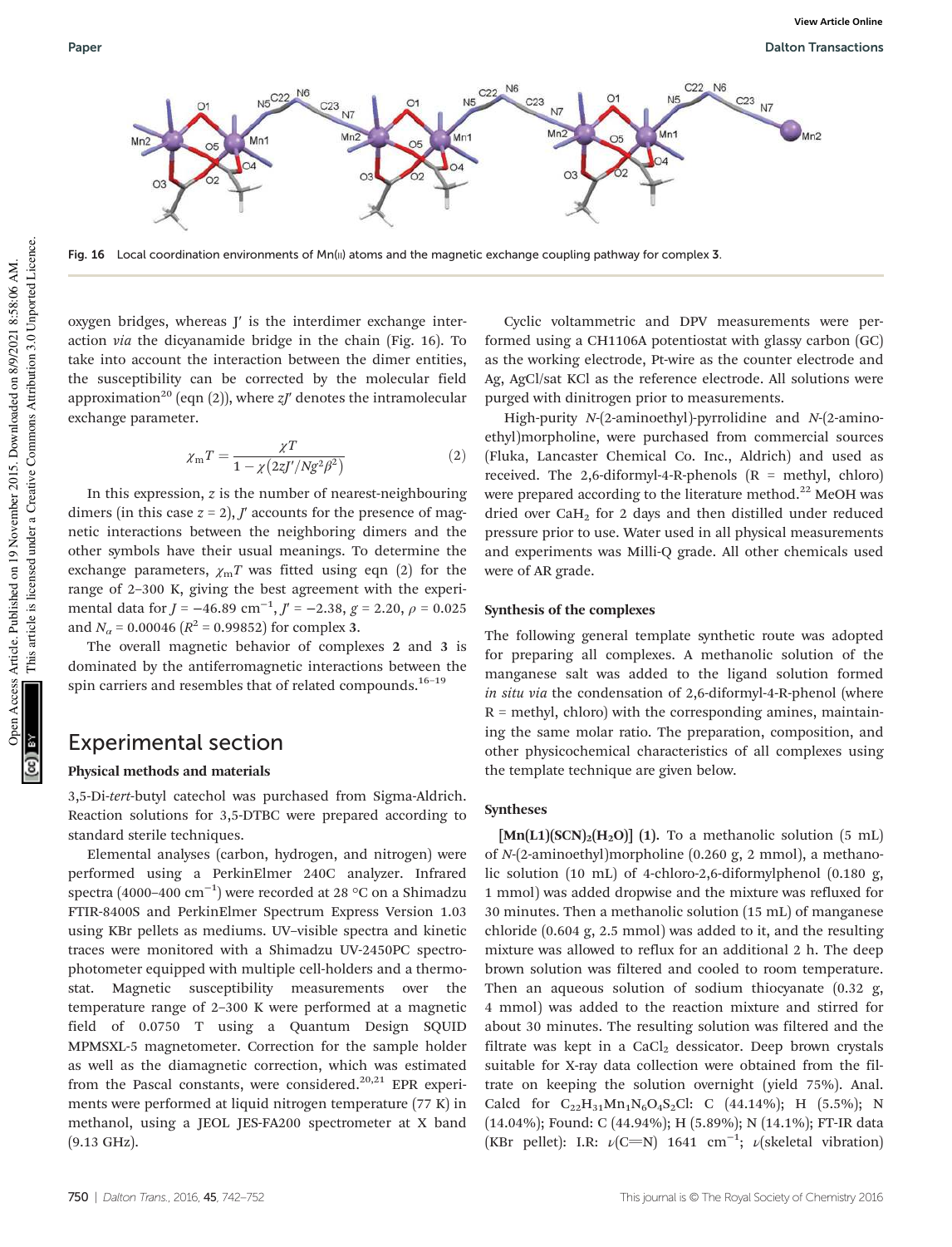Fig. 16 Local coordination environments of Mn(II) atoms and the magnetic exchange coupling pathway for complex **3**.

oxygen bridges, whereas J′ is the interdimer exchange interaction *via* the dicyanamide bridge in the chain (Fig. 16). To take into account the interaction between the dimer entities, the susceptibility can be corrected by the molecular field approximation[20] (eqn (2)), where $zJ'$ denotes the intramolecular exchange parameter.

$$\chi_m T = \frac{\chi T}{1 - \chi(2zJ'/Ng^2\beta^2)} \quad (2)$$

In this expression, $z$ is the number of nearest-neighbouring dimers (in this case $z = 2$), $J'$ accounts for the presence of magnetic interactions between the neighboring dimers and the other symbols have their usual meanings. To determine the exchange parameters, $\chi_m T$ was fitted using eqn (2) for the range of 2–300 K, giving the best agreement with the experimental data for $J = -46.89$ cm$^{-1}$, $J' = -2.38$, $g = 2.20$, $\rho = 0.025$ and $N_\alpha = 0.00046$ ($R^2 = 0.99852$) for complex **3**.

The overall magnetic behavior of complexes **2** and **3** is dominated by the antiferromagnetic interactions between the spin carriers and resembles that of related compounds.[16–19]

## Experimental section

### Physical methods and materials

3,5-Di-*tert*-butyl catechol was purchased from Sigma-Aldrich. Reaction solutions for 3,5-DTBC were prepared according to standard sterile techniques.

Elemental analyses (carbon, hydrogen, and nitrogen) were performed using a PerkinElmer 240C analyzer. Infrared spectra (4000–400 cm$^{-1}$) were recorded at 28 °C on a Shimadzu FTIR-8400S and PerkinElmer Spectrum Express Version 1.03 using KBr pellets as mediums. UV–visible spectra and kinetic traces were monitored with a Shimadzu UV-2450PC spectrophotometer equipped with multiple cell-holders and a thermostat. Magnetic susceptibility measurements over the temperature range of 2–300 K were performed at a magnetic field of 0.0750 T using a Quantum Design SQUID MPMSXL-5 magnetometer. Correction for the sample holder as well as the diamagnetic correction, which was estimated from the Pascal constants, were considered.[20,21] EPR experiments were performed at liquid nitrogen temperature (77 K) in methanol, using a JEOL JES-FA200 spectrometer at X band (9.13 GHz).

Cyclic voltammetric and DPV measurements were performed using a CH1106A potentiostat with glassy carbon (GC) as the working electrode, Pt-wire as the counter electrode and Ag, AgCl/sat KCl as the reference electrode. All solutions were purged with dinitrogen prior to measurements.

High-purity *N*-(2-aminoethyl)-pyrrolidine and *N*-(2-aminoethyl)morpholine, were purchased from commercial sources (Fluka, Lancaster Chemical Co. Inc., Aldrich) and used as received. The 2,6-diformyl-4-R-phenols (R = methyl, chloro) were prepared according to the literature method.[22] MeOH was dried over $CaH_2$ for 2 days and then distilled under reduced pressure prior to use. Water used in all physical measurements and experiments was Milli-Q grade. All other chemicals used were of AR grade.

### Synthesis of the complexes

The following general template synthetic route was adopted for preparing all complexes. A methanolic solution of the manganese salt was added to the ligand solution formed *in situ via* the condensation of 2,6-diformyl-4-R-phenol (where R = methyl, chloro) with the corresponding amines, maintaining the same molar ratio. The preparation, composition, and other physicochemical characteristics of all complexes using the template technique are given below.

### Syntheses

**[Mn(L1)(SCN)$_2$(H$_2$O)] (1).** To a methanolic solution (5 mL) of *N*-(2-aminoethyl)morpholine (0.260 g, 2 mmol), a methanolic solution (10 mL) of 4-chloro-2,6-diformylphenol (0.180 g, 1 mmol) was added dropwise and the mixture was refluxed for 30 minutes. Then a methanolic solution (15 mL) of manganese chloride (0.604 g, 2.5 mmol) was added to it, and the resulting mixture was allowed to reflux for an additional 2 h. The deep brown solution was filtered and cooled to room temperature. Then an aqueous solution of sodium thiocyanate (0.32 g, 4 mmol) was added to the reaction mixture and stirred for about 30 minutes. The resulting solution was filtered and the filtrate was kept in a $CaCl_2$ dessicator. Deep brown crystals suitable for X-ray data collection were obtained from the filtrate on keeping the solution overnight (yield 75%). Anal. Calcd for $C_{22}H_{31}Mn_1N_6O_4S_2Cl$: C (44.14%); H (5.5%); N (14.04%); Found: C (44.94%); H (5.89%); N (14.1%); FT-IR data (KBr pellet): I.R: $\nu$(C=N) 1641 cm$^{-1}$; $\nu$(skeletal vibration)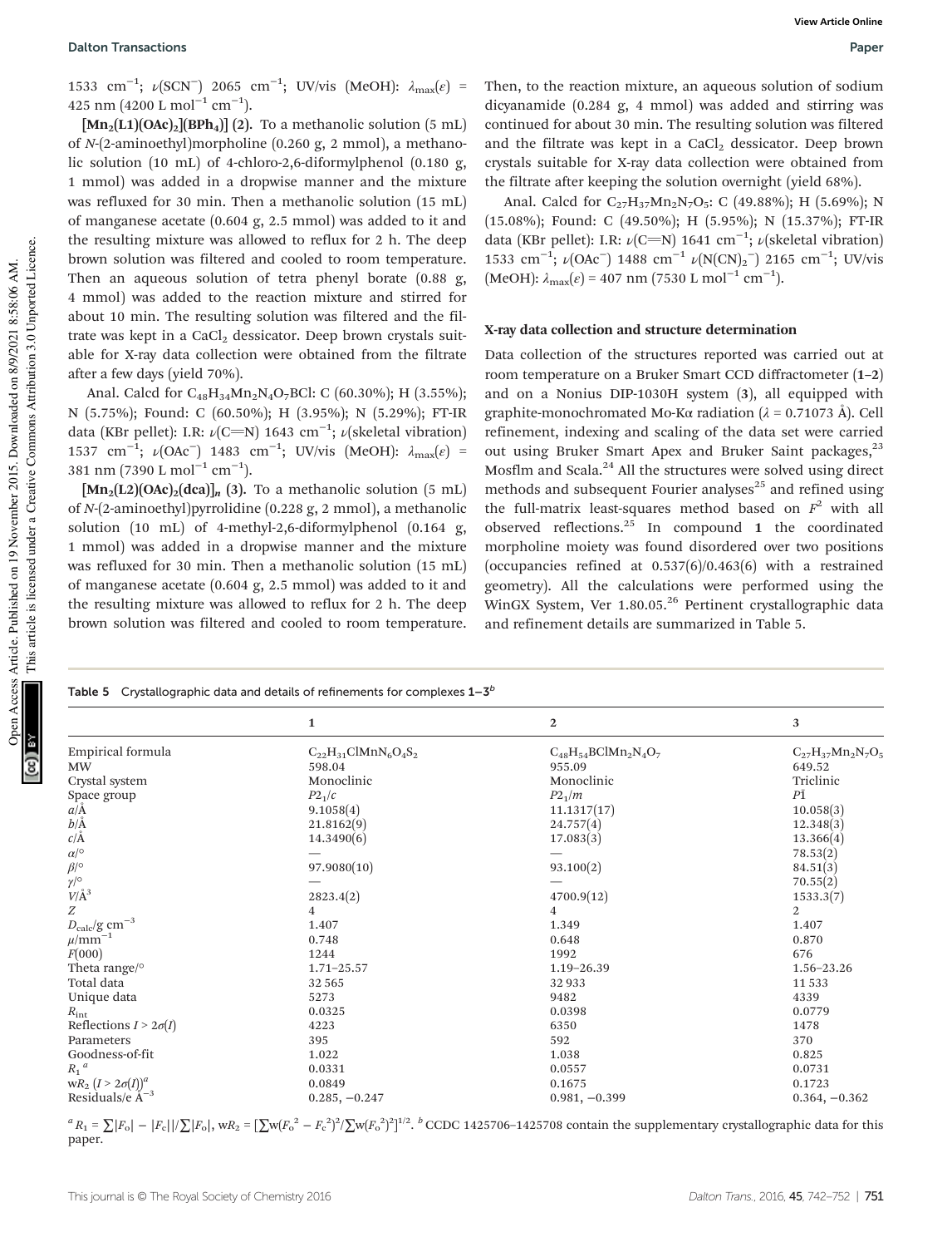1533 cm$^{-1}$; $\nu$(SCN$^-$) 2065 cm$^{-1}$; UV/vis (MeOH): $\lambda_{max}(\varepsilon)$ = 425 nm (4200 L mol$^{-1}$ cm$^{-1}$).

**[Mn$_2$(L1)(OAc)$_2$](BPh$_4$)] (2).** To a methanolic solution (5 mL) of *N*-(2-aminoethyl)morpholine (0.260 g, 2 mmol), a methanolic solution (10 mL) of 4-chloro-2,6-diformylphenol (0.180 g, 1 mmol) was added in a dropwise manner and the mixture was refluxed for 30 min. Then a methanolic solution (15 mL) of manganese acetate (0.604 g, 2.5 mmol) was added to it and the resulting mixture was allowed to reflux for 2 h. The deep brown solution was filtered and cooled to room temperature. Then an aqueous solution of tetra phenyl borate (0.88 g, 4 mmol) was added to the reaction mixture and stirred for about 10 min. The resulting solution was filtered and the filtrate was kept in a $CaCl_2$ dessicator. Deep brown crystals suitable for X-ray data collection were obtained from the filtrate after a few days (yield 70%).

Anal. Calcd for $C_{48}H_{34}Mn_2N_4O_7BCl$: C (60.30%); H (3.55%); N (5.75%); Found: C (60.50%); H (3.95%); N (5.29%); FT-IR data (KBr pellet): I.R: $\nu$(C=N) 1643 cm$^{-1}$; $\nu$(skeletal vibration) 1537 cm$^{-1}$; $\nu$(OAc$^-$) 1483 cm$^{-1}$; UV/vis (MeOH): $\lambda_{max}(\varepsilon)$ = 381 nm (7390 L mol$^{-1}$ cm$^{-1}$).

**[Mn$_2$(L2)(OAc)$_2$(dca)]$_n$ (3).** To a methanolic solution (5 mL) of *N*-(2-aminoethyl)pyrrolidine (0.228 g, 2 mmol), a methanolic solution (10 mL) of 4-methyl-2,6-diformylphenol (0.164 g, 1 mmol) was added in a dropwise manner and the mixture was refluxed for 30 min. Then a methanolic solution (15 mL) of manganese acetate (0.604 g, 2.5 mmol) was added to it and the resulting mixture was allowed to reflux for 2 h. The deep brown solution was filtered and cooled to room temperature. Then, to the reaction mixture, an aqueous solution of sodium dicyanamide (0.284 g, 4 mmol) was added and stirring was continued for about 30 min. The resulting solution was filtered and the filtrate was kept in a $CaCl_2$ dessicator. Deep brown crystals suitable for X-ray data collection were obtained from the filtrate after keeping the solution overnight (yield 68%).

Anal. Calcd for $C_{27}H_{37}Mn_2N_7O_5$: C (49.88%); H (5.69%); N (15.08%); Found: C (49.50%); H (5.95%); N (15.37%); FT-IR data (KBr pellet): I.R: $\nu$(C=N) 1641 cm$^{-1}$; $\nu$(skeletal vibration) 1533 cm$^{-1}$; $\nu$(OAc$^-$) 1488 cm$^{-1}$ $\nu$(N(CN)$_2^-$) 2165 cm$^{-1}$; UV/vis (MeOH): $\lambda_{max}(\varepsilon)$ = 407 nm (7530 L mol$^{-1}$ cm$^{-1}$).

### X-ray data collection and structure determination

Data collection of the structures reported was carried out at room temperature on a Bruker Smart CCD diffractometer (**1–2**) and on a Nonius DIP-1030H system (**3**), all equipped with graphite-monochromated Mo-K$\alpha$ radiation ($\lambda$ = 0.71073 Å). Cell refinement, indexing and scaling of the data set were carried out using Bruker Smart Apex and Bruker Saint packages,[23] Mosflm and Scala.[24] All the structures were solved using direct methods and subsequent Fourier analyses[25] and refined using the full-matrix least-squares method based on $F^2$ with all observed reflections.[25] In compound **1** the coordinated morpholine moiety was found disordered over two positions (occupancies refined at 0.537(6)/0.463(6) with a restrained geometry). All the calculations were performed using the WinGX System, Ver 1.80.05.[26] Pertinent crystallographic data and refinement details are summarized in Table 5.

Table 5 Crystallographic data and details of refinements for complexes **1–3**$^b$

| | 1 | 2 | 3 |
|---|---|---|---|
| Empirical formula | $C_{22}H_{31}ClMnN_6O_4S_2$ | $C_{48}H_{54}BClMn_2N_4O_7$ | $C_{27}H_{37}Mn_2N_7O_5$ |
| MW | 598.04 | 955.09 | 649.52 |
| Crystal system | Monoclinic | Monoclinic | Triclinic |
| Space group | $P2_1/c$ | $P2_1/m$ | $P\bar{1}$ |
| $a$/Å | 9.1058(4) | 11.1317(17) | 10.058(3) |
| $b$/Å | 21.8162(9) | 24.757(4) | 12.348(3) |
| $c$/Å | 14.3490(6) | 17.083(3) | 13.366(4) |
| $\alpha$/° | — | — | 78.53(2) |
| $\beta$/° | 97.9080(10) | 93.100(2) | 84.51(3) |
| $\gamma$/° | — | — | 70.55(2) |
| $V$/Å$^3$ | 2823.4(2) | 4700.9(12) | 1533.3(7) |
| $Z$ | 4 | 4 | 2 |
| $D_{calc}$/g cm$^{-3}$ | 1.407 | 1.349 | 1.407 |
| $\mu$/mm$^{-1}$ | 0.748 | 0.648 | 0.870 |
| $F$(000) | 1244 | 1992 | 676 |
| Theta range/° | 1.71–25.57 | 1.19–26.39 | 1.56–23.26 |
| Total data | 32 565 | 32 933 | 11 533 |
| Unique data | 5273 | 9482 | 4339 |
| $R_{int}$ | 0.0325 | 0.0398 | 0.0779 |
| Reflections $I > 2\sigma(I)$ | 4223 | 6350 | 1478 |
| Parameters | 395 | 592 | 370 |
| Goodness-of-fit | 1.022 | 1.038 | 0.825 |
| $R_1$$^a$ | 0.0331 | 0.0557 | 0.0731 |
| w$R_2$ ($I > 2\sigma(I)$)$^a$ | 0.0849 | 0.1675 | 0.1723 |
| Residuals/e Å$^{-3}$ | 0.285, −0.247 | 0.981, −0.399 | 0.364, −0.362 |

$^a$ $R_1 = \sum||F_o| - |F_c||/\sum|F_o|$, w$R_2 = [\sum w(F_o^2 - F_c^2)^2/\sum w(F_o^2)^2]^{1/2}$. $^b$ CCDC 1425706–1425708 contain the supplementary crystallographic data for this paper.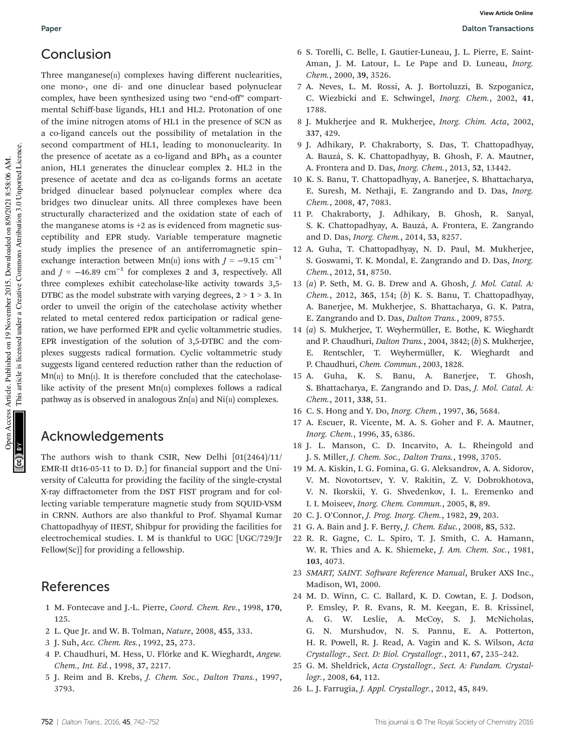## Conclusion

Three manganese(II) complexes having different nuclearities, one mono-, one di- and one dinuclear based polynuclear complex, have been synthesized using two "end-off" compartmental Schiff-base ligands, HL1 and HL2. Protonation of one of the imine nitrogen atoms of HL1 in the presence of SCN as a co-ligand cancels out the possibility of metalation in the second compartment of HL1, leading to mononuclearity. In the presence of acetate as a co-ligand and $BPh_4$ as a counter anion, HL1 generates the dinuclear complex **2**. HL2 in the presence of acetate and dca as co-ligands forms an acetate bridged dinuclear based polynuclear complex where dca bridges two dinuclear units. All three complexes have been structurally characterized and the oxidation state of each of the manganese atoms is +2 as is evidenced from magnetic susceptibility and EPR study. Variable temperature magnetic study implies the presence of an antiferromagnetic spin–exchange interaction between Mn(II) ions with $J = -9.15$ cm$^{-1}$ and $J = -46.89$ cm$^{-1}$ for complexes **2** and **3**, respectively. All three complexes exhibit catecholase-like activity towards 3,5-DTBC as the model substrate with varying degrees, **2** > **1** > **3**. In order to unveil the origin of the catecholase activity whether related to metal centered redox participation or radical generation, we have performed EPR and cyclic voltammetric studies. EPR investigation of the solution of 3,5-DTBC and the complexes suggests radical formation. Cyclic voltammetric study suggests ligand centered reduction rather than the reduction of Mn(II) to Mn(I). It is therefore concluded that the catecholase-like activity of the present Mn(II) complexes follows a radical pathway as is observed in analogous Zn(II) and Ni(II) complexes.

## Acknowledgements

The authors wish to thank CSIR, New Delhi [01(2464)/11/EMR-II dt16-05-11 to D. D.] for financial support and the University of Calcutta for providing the facility of the single-crystal X-ray diffractometer from the DST FIST program and for collecting variable temperature magnetic study from SQUID-VSM in CRNN. Authors are also thankful to Prof. Shyamal Kumar Chattopadhyay of IIEST, Shibpur for providing the facilities for electrochemical studies. I. M is thankful to UGC [UGC/729/Jr Fellow(Sc)] for providing a fellowship.

## References

1. M. Fontecave and J.-L. Pierre, *Coord. Chem. Rev.*, 1998, **170**, 125.
2. L. Que Jr. and W. B. Tolman, *Nature*, 2008, **455**, 333.
3. J. Suh, *Acc. Chem. Res.*, 1992, **25**, 273.
4. P. Chaudhuri, M. Hess, U. Flörke and K. Wieghardt, *Angew. Chem., Int. Ed.*, 1998, **37**, 2217.
5. J. Reim and B. Krebs, *J. Chem. Soc., Dalton Trans.*, 1997, 3793.
6. S. Torelli, C. Belle, I. Gautier-Luneau, J. L. Pierre, E. Saint-Aman, J. M. Latour, L. Le Pape and D. Luneau, *Inorg. Chem.*, 2000, **39**, 3526.
7. A. Neves, L. M. Rossi, A. J. Bortoluzzi, B. Szpoganicz, C. Wiezbicki and E. Schwingel, *Inorg. Chem.*, 2002, **41**, 1788.
8. J. Mukherjee and R. Mukherjee, *Inorg. Chim. Acta*, 2002, **337**, 429.
9. J. Adhikary, P. Chakraborty, S. Das, T. Chattopadhyay, A. Bauzá, S. K. Chattopadhyay, B. Ghosh, F. A. Mautner, A. Frontera and D. Das, *Inorg. Chem.*, 2013, **52**, 13442.
10. K. S. Banu, T. Chattopadhyay, A. Banerjee, S. Bhattacharya, E. Suresh, M. Nethaji, E. Zangrando and D. Das, *Inorg. Chem.*, 2008, **47**, 7083.
11. P. Chakraborty, J. Adhikary, B. Ghosh, R. Sanyal, S. K. Chattopadhyay, A. Bauzá, A. Frontera, E. Zangrando and D. Das, *Inorg. Chem.*, 2014, **53**, 8257.
12. A. Guha, T. Chattopadhyay, N. D. Paul, M. Mukherjee, S. Goswami, T. K. Mondal, E. Zangrando and D. Das, *Inorg. Chem.*, 2012, **51**, 8750.
13. (*a*) P. Seth, M. G. B. Drew and A. Ghosh, *J. Mol. Catal. A: Chem.*, 2012, **365**, 154; (*b*) K. S. Banu, T. Chattopadhyay, A. Banerjee, M. Mukherjee, S. Bhattacharya, G. K. Patra, E. Zangrando and D. Das, *Dalton Trans.*, 2009, 8755.
14. (*a*) S. Mukherjee, T. Weyhermüller, E. Bothe, K. Wieghardt and P. Chaudhuri, *Dalton Trans.*, 2004, 3842; (*b*) S. Mukherjee, E. Rentschler, T. Weyhermüller, K. Wieghardt and P. Chaudhuri, *Chem. Commun.*, 2003, 1828.
15. A. Guha, K. S. Banu, A. Banerjee, T. Ghosh, S. Bhattacharya, E. Zangrando and D. Das, *J. Mol. Catal. A: Chem.*, 2011, **338**, 51.
16. C. S. Hong and Y. Do, *Inorg. Chem.*, 1997, **36**, 5684.
17. A. Escuer, R. Vicente, M. A. S. Goher and F. A. Mautner, *Inorg. Chem.*, 1996, **35**, 6386.
18. J. L. Manson, C. D. Incarvito, A. L. Rheingold and J. S. Miller, *J. Chem. Soc., Dalton Trans.*, 1998, 3705.
19. M. A. Kiskin, I. G. Fomina, G. G. Aleksandrov, A. A. Sidorov, V. M. Novotortsev, Y. V. Rakitin, Z. V. Dobrokhotova, V. N. Ikorskii, Y. G. Shvedenkov, I. L. Eremenko and I. I. Moiseev, *Inorg. Chem. Commun.*, 2005, **8**, 89.
20. C. J. O'Connor, *J. Prog. Inorg. Chem.*, 1982, **29**, 203.
21. G. A. Bain and J. F. Berry, *J. Chem. Educ.*, 2008, **85**, 532.
22. R. R. Gagne, C. L. Spiro, T. J. Smith, C. A. Hamann, W. R. Thies and A. K. Shiemeke, *J. Am. Chem. Soc.*, 1981, **103**, 4073.
23. *SMART, SAINT. Software Reference Manual*, Bruker AXS Inc., Madison, WI, 2000.
24. M. D. Winn, C. C. Ballard, K. D. Cowtan, E. J. Dodson, P. Emsley, P. R. Evans, R. M. Keegan, E. B. Krissinel, A. G. W. Leslie, A. McCoy, S. J. McNicholas, G. N. Murshudov, N. S. Pannu, E. A. Potterton, H. R. Powell, R. J. Read, A. Vagin and K. S. Wilson, *Acta Crystallogr., Sect. D: Biol. Crystallogr.*, 2011, **67**, 235–242.
25. G. M. Sheldrick, *Acta Crystallogr., Sect. A: Fundam. Crystallogr.*, 2008, **64**, 112.
26. L. J. Farrugia, *J. Appl. Crystallogr.*, 2012, **45**, 849.